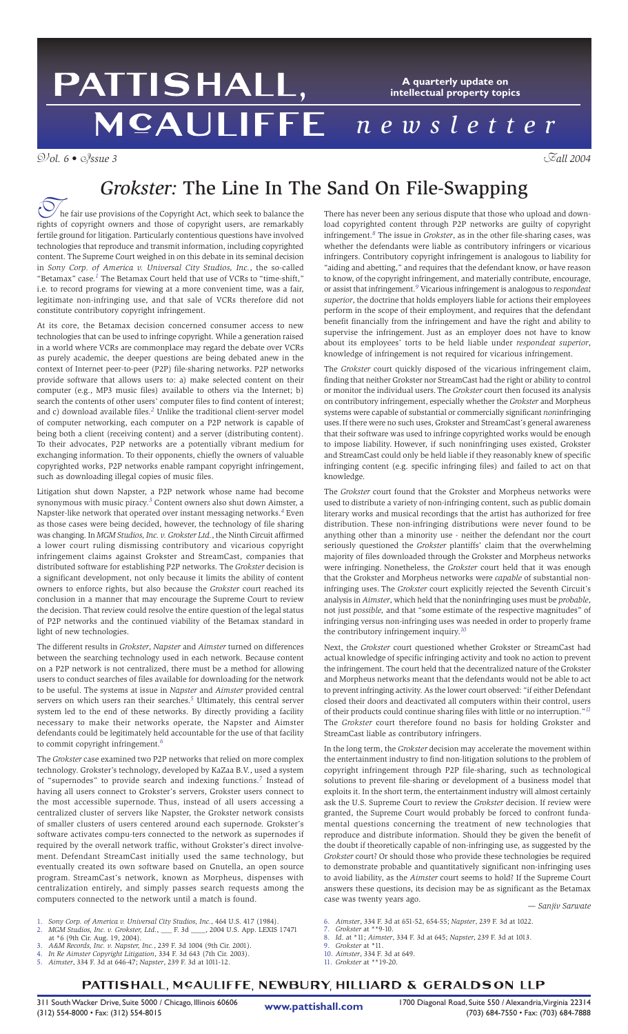# PATTISHALL, MCAULIFFE newsletter

**A quarterly update on intellectual property topics**

*Vol. 6 • Issue 3* *Fall 2004*

# *Grokster:* The Line In The Sand On File-Swapping

The fair use provisions of the Copyright Act, which seek to balance the rights of copyright owners and those of copyright users, are remarkably fertile ground for litigation. Particularly contentious questions have involved technologies that reproduce and transmit information, including copyrighted content. The Supreme Court weighed in on this debate in its seminal decision in *Sony Corp. of America v. Universal City Studios, Inc.*, the so-called "Betamax" case.[1] The Betamax Court held that use of VCRs to "time-shift," i.e. to record programs for viewing at a more convenient time, was a fair, legitimate non-infringing use, and that sale of VCRs therefore did not constitute contributory copyright infringement.

At its core, the Betamax decision concerned consumer access to new technologies that can be used to infringe copyright. While a generation raised in a world where VCRs are commonplace may regard the debate over VCRs as purely academic, the deeper questions are being debated anew in the context of Internet peer-to-peer (P2P) file-sharing networks. P2P networks provide software that allows users to: a) make selected content on their computer (e.g., MP3 music files) available to others via the Internet; b) search the contents of other users' computer files to find content of interest; and c) download available files.[2] Unlike the traditional client-server model of computer networking, each computer on a P2P network is capable of being both a client (receiving content) and a server (distributing content). To their advocates, P2P networks are a potentially vibrant medium for exchanging information. To their opponents, chiefly the owners of valuable copyrighted works, P2P networks enable rampant copyright infringement, such as downloading illegal copies of music files.

Litigation shut down Napster, a P2P network whose name had become synonymous with music piracy.[3] Content owners also shut down Aimster, a Napster-like network that operated over instant messaging networks.[4] Even as those cases were being decided, however, the technology of file sharing was changing. In *MGM Studios, Inc. v. Grokster Ltd.*, the Ninth Circuit affirmed a lower court ruling dismissing contributory and vicarious copyright infringement claims against Grokster and StreamCast, companies that distributed software for establishing P2P networks. The *Grokster* decision is a significant development, not only because it limits the ability of content owners to enforce rights, but also because the *Grokster* court reached its conclusion in a manner that may encourage the Supreme Court to review the decision. That review could resolve the entire question of the legal status of P2P networks and the continued viability of the Betamax standard in light of new technologies.

The different results in *Grokster*, *Napster* and *Aimster* turned on differences between the searching technology used in each network. Because content on a P2P network is not centralized, there must be a method for allowing users to conduct searches of files available for downloading for the network to be useful. The systems at issue in *Napster* and *Aimster* provided central servers on which users ran their searches.[5] Ultimately, this central server system led to the end of these networks. By directly providing a facility necessary to make their networks operate, the Napster and Aimster defendants could be legitimately held accountable for the use of that facility to commit copyright infringement.[6]

The *Grokster* case examined two P2P networks that relied on more complex technology. Grokster's technology, developed by KaZaa B.V., used a system of "supernodes" to provide search and indexing functions.[7] Instead of having all users connect to Grokster's servers, Grokster users connect to the most accessible supernode. Thus, instead of all users accessing a centralized cluster of servers like Napster, the Grokster network consists of smaller clusters of users centered around each supernode. Grokster's software activates compu-ters connected to the network as supernodes if required by the overall network traffic, without Grokster's direct involvement. Defendant StreamCast initially used the same technology, but eventually created its own software based on Gnutella, an open source program. StreamCast's network, known as Morpheus, dispenses with centralization entirely, and simply passes search requests among the computers connected to the network until a match is found.

There has never been any serious dispute that those who upload and download copyrighted content through P2P networks are guilty of copyright infringement.[8] The issue in *Grokster*, as in the other file-sharing cases, was whether the defendants were liable as contributory infringers or vicarious infringers. Contributory copyright infringement is analogous to liability for "aiding and abetting," and requires that the defendant know, or have reason to know, of the copyright infringement, and materially contribute, encourage, or assist that infringement.[9] Vicarious infringement is analogous to *respondeat superior*, the doctrine that holds employers liable for actions their employees perform in the scope of their employment, and requires that the defendant benefit financially from the infringement and have the right and ability to supervise the infringement. Just as an employer does not have to know about its employees' torts to be held liable under *respondeat superior*, knowledge of infringement is not required for vicarious infringement.

The *Grokster* court quickly disposed of the vicarious infringement claim, finding that neither Grokster nor StreamCast had the right or ability to control or monitor the individual users. The *Grokster* court then focused its analysis on contributory infringement, especially whether the *Grokster* and Morpheus systems were capable of substantial or commercially significant *non*infringing uses. If there were no such uses, Grokster and StreamCast's general awareness that their software was used to infringe copyrighted works would be enough to impose liability. However, if such noninfringing uses existed, Grokster and StreamCast could only be held liable if they reasonably knew of specific infringing content (e.g. specific infringing files) and failed to act on that knowledge.

The *Grokster* court found that the Grokster and Morpheus networks were used to distribute a variety of non-infringing content, such as public domain literary works and musical recordings that the artist has authorized for free distribution. These non-infringing distributions were never found to be anything other than a minority use - neither the defendant nor the court seriously questioned the *Grokster* plaintiffs' claim that the overwhelming majority of files downloaded through the Grokster and Morpheus networks were infringing. Nonetheless, the *Grokster* court held that it was enough that the Grokster and Morpheus networks were *capable* of substantial non-infringing uses. The *Grokster* court explicitly rejected the Seventh Circuit's analysis in *Aimster*, which held that the noninfringing uses must be *probable*, not just *possible*, and that "some estimate of the respective magnitudes" of infringing versus non-infringing uses was needed in order to properly frame the contributory infringement inquiry.[10]

Next, the *Grokster* court questioned whether Grokster or StreamCast had actual knowledge of specific infringing activity and took no action to prevent the infringement. The court held that the decentralized nature of the Grokster and Morpheus networks meant that the defendants would not be able to act to prevent infringing activity. As the lower court observed: "if either Defendant closed their doors and deactivated all computers within their control, users of their products could continue sharing files with little or no interruption."[11] The *Grokster* court therefore found no basis for holding Grokster and StreamCast liable as contributory infringers.

In the long term, the *Grokster* decision may accelerate the movement within the entertainment industry to find non-litigation solutions to the problem of copyright infringement through P2P file-sharing, such as technological solutions to prevent file-sharing or development of a business model that exploits it. In the short term, the entertainment industry will almost certainly ask the U.S. Supreme Court to review the *Grokster* decision. If review were granted, the Supreme Court would probably be forced to confront fundamental questions concerning the treatment of new technologies that reproduce and distribute information. Should they be given the benefit of the doubt if theoretically capable of non-infringing use, as suggested by the *Grokster* court? Or should those who provide these technologies be required to demonstrate probable and quantitatively significant non-infringing uses to avoid liability, as the *Aimster* court seems to hold? If the Supreme Court answers these questions, its decision may be as significant as the Betamax case was twenty years ago.

*— Sanjiv Sarwate*

1. *Sony Corp. of America v. Universal City Studios, Inc.*, 464 U.S. 417 (1984).
2. *MGM Studios, Inc. v. Grokster, Ltd.*, ___ F. 3d ____, 2004 U.S. App. LEXIS 17471 at *6 (9th Cir. Aug. 19, 2004).
3. *A&M Records, Inc. v. Napster, Inc.*, 239 F. 3d 1004 (9th Cir. 2001).
4. *In Re Aimster Copyright Litigation*, 334 F. 3d 643 (7th Cir. 2003).
5. *Aimster*, 334 F. 3d at 646-47; *Napster*, 239 F. 3d at 1011-12.
6. *Aimster*, 334 F. 3d at 651-52, 654-55; *Napster*, 239 F. 3d at 1022.
7. *Grokster* at **9-10.
8. *Id.* at *11; *Aimster*, 334 F. 3d at 645; *Napster*, 239 F. 3d at 1013.
9. *Grokster* at *11.
10. *Aimster*, 334 F. 3d at 649.
11. *Grokster* at **19-20.

**PATTISHALL, MCAULIFFE, NEWBURY, HILLIARD & GERALDSON LLP**

311 South Wacker Drive, Suite 5000 / Chicago, Illinois 60606
(312) 554-8000 • Fax: (312) 554-8015

**www.pattishall.com**

1700 Diagonal Road, Suite 550 / Alexandria, Virginia 22314
(703) 684-7550 • Fax: (703) 684-7888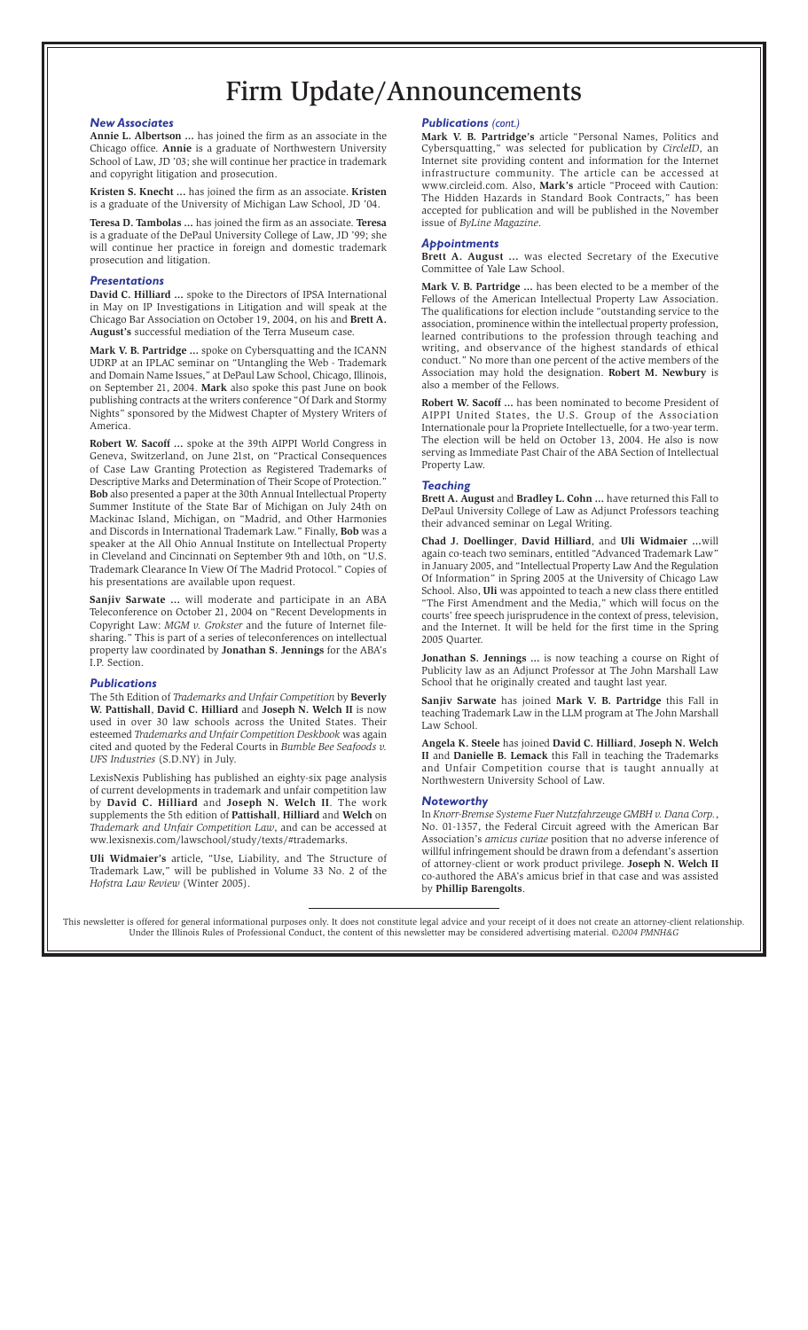# Firm Update/Announcements

### *New Associates*

**Annie L. Albertson ...** has joined the firm as an associate in the Chicago office. **Annie** is a graduate of Northwestern University School of Law, JD '03; she will continue her practice in trademark and copyright litigation and prosecution.

**Kristen S. Knecht ...** has joined the firm as an associate. **Kristen** is a graduate of the University of Michigan Law School, JD '04.

**Teresa D. Tambolas ...** has joined the firm as an associate. **Teresa** is a graduate of the DePaul University College of Law, JD '99; she will continue her practice in foreign and domestic trademark prosecution and litigation.

### *Presentations*

**David C. Hilliard ...** spoke to the Directors of IPSA International in May on IP Investigations in Litigation and will speak at the Chicago Bar Association on October 19, 2004, on his and **Brett A. August's** successful mediation of the Terra Museum case.

**Mark V. B. Partridge ...** spoke on Cybersquatting and the ICANN UDRP at an IPLAC seminar on "Untangling the Web - Trademark and Domain Name Issues," at DePaul Law School, Chicago, Illinois, on September 21, 2004. **Mark** also spoke this past June on book publishing contracts at the writers conference "Of Dark and Stormy Nights" sponsored by the Midwest Chapter of Mystery Writers of America.

**Robert W. Sacoff ...** spoke at the 39th AIPPI World Congress in Geneva, Switzerland, on June 21st, on "Practical Consequences of Case Law Granting Protection as Registered Trademarks of Descriptive Marks and Determination of Their Scope of Protection." **Bob** also presented a paper at the 30th Annual Intellectual Property Summer Institute of the State Bar of Michigan on July 24th on Mackinac Island, Michigan, on "Madrid, and Other Harmonies and Discords in International Trademark Law." Finally, **Bob** was a speaker at the All Ohio Annual Institute on Intellectual Property in Cleveland and Cincinnati on September 9th and 10th, on "U.S. Trademark Clearance In View Of The Madrid Protocol." Copies of his presentations are available upon request.

**Sanjiv Sarwate ...** will moderate and participate in an ABA Teleconference on October 21, 2004 on "Recent Developments in Copyright Law: *MGM v. Grokster* and the future of Internet file-sharing." This is part of a series of teleconferences on intellectual property law coordinated by **Jonathan S. Jennings** for the ABA's I.P. Section.

### *Publications*

The 5th Edition of *Trademarks and Unfair Competition* by **Beverly W. Pattishall**, **David C. Hilliard** and **Joseph N. Welch II** is now used in over 30 law schools across the United States. Their esteemed *Trademarks and Unfair Competition Deskbook* was again cited and quoted by the Federal Courts in *Bumble Bee Seafoods v. UFS Industries* (S.D.NY) in July.

LexisNexis Publishing has published an eighty-six page analysis of current developments in trademark and unfair competition law by **David C. Hilliard** and **Joseph N. Welch II**. The work supplements the 5th edition of **Pattishall**, **Hilliard** and **Welch** on *Trademark and Unfair Competition Law*, and can be accessed at ww.lexisnexis.com/lawschool/study/texts/#trademarks.

**Uli Widmaier's** article, "Use, Liability, and The Structure of Trademark Law," will be published in Volume 33 No. 2 of the *Hofstra Law Review* (Winter 2005).

### *Publications (cont.)*

**Mark V. B. Partridge's** article "Personal Names, Politics and Cybersquatting," was selected for publication by *CircleID*, an Internet site providing content and information for the Internet infrastructure community. The article can be accessed at www.circleid.com. Also, **Mark's** article "Proceed with Caution: The Hidden Hazards in Standard Book Contracts," has been accepted for publication and will be published in the November issue of *ByLine Magazine*.

### *Appointments*

**Brett A. August ...** was elected Secretary of the Executive Committee of Yale Law School.

**Mark V. B. Partridge ...** has been elected to be a member of the Fellows of the American Intellectual Property Law Association. The qualifications for election include "outstanding service to the association, prominence within the intellectual property profession, learned contributions to the profession through teaching and writing, and observance of the highest standards of ethical conduct." No more than one percent of the active members of the Association may hold the designation. **Robert M. Newbury** is also a member of the Fellows.

**Robert W. Sacoff ...** has been nominated to become President of AIPPI United States, the U.S. Group of the Association Internationale pour la Propriete Intellectuelle, for a two-year term. The election will be held on October 13, 2004. He also is now serving as Immediate Past Chair of the ABA Section of Intellectual Property Law.

### *Teaching*

**Brett A. August** and **Bradley L. Cohn ...** have returned this Fall to DePaul University College of Law as Adjunct Professors teaching their advanced seminar on Legal Writing.

**Chad J. Doellinger**, **David Hilliard**, and **Uli Widmaier ...**will again co-teach two seminars, entitled "Advanced Trademark Law" in January 2005, and "Intellectual Property Law And the Regulation Of Information" in Spring 2005 at the University of Chicago Law School. Also, **Uli** was appointed to teach a new class there entitled "The First Amendment and the Media," which will focus on the courts' free speech jurisprudence in the context of press, television, and the Internet. It will be held for the first time in the Spring 2005 Quarter.

**Jonathan S. Jennings ...** is now teaching a course on Right of Publicity law as an Adjunct Professor at The John Marshall Law School that he originally created and taught last year.

**Sanjiv Sarwate** has joined **Mark V. B. Partridge** this Fall in teaching Trademark Law in the LLM program at The John Marshall Law School.

**Angela K. Steele** has joined **David C. Hilliard**, **Joseph N. Welch II** and **Danielle B. Lemack** this Fall in teaching the Trademarks and Unfair Competition course that is taught annually at Northwestern University School of Law.

### *Noteworthy*

In *Knorr-Bremse Systeme Fuer Nutzfahrzeuge GMBH v. Dana Corp.*, No. 01-1357, the Federal Circuit agreed with the American Bar Association's *amicus curiae* position that no adverse inference of willful infringement should be drawn from a defendant's assertion of attorney-client or work product privilege. **Joseph N. Welch II** co-authored the ABA's amicus brief in that case and was assisted by **Phillip Barengolts**.

---

This newsletter is offered for general informational purposes only. It does not constitute legal advice and your receipt of it does not create an attorney-client relationship. Under the Illinois Rules of Professional Conduct, the content of this newsletter may be considered advertising material. *©2004 PMNH&G*